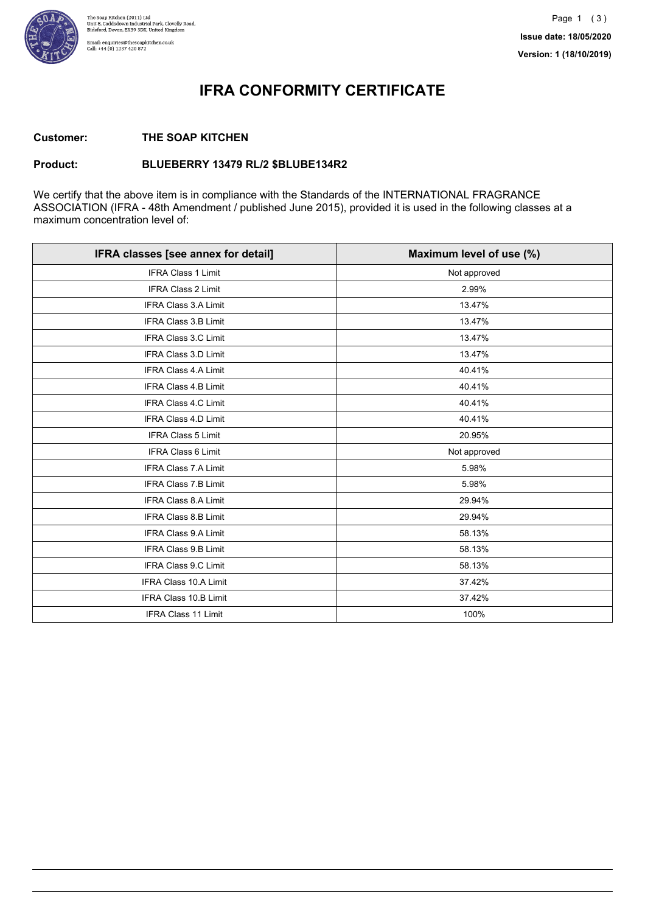The Soap Kitchen (2011) Ltd
Unit 8, Caddsdown Industrial Park, Clovelly Road,
Bideford, Devon, EX39 3DX, United Kingdom

Email: enquiries@thesoapkitchen.co.uk
Call: +44 (0) 1237 420 872

**Issue date: 18/05/2020**

**Version: 1 (18/10/2019)**

# IFRA CONFORMITY CERTIFICATE

**Customer:** **THE SOAP KITCHEN**

**Product:** **BLUEBERRY 13479 RL/2 $BLUBE134R2**

We certify that the above item is in compliance with the Standards of the INTERNATIONAL FRAGRANCE ASSOCIATION (IFRA - 48th Amendment / published June 2015), provided it is used in the following classes at a maximum concentration level of:

| IFRA classes [see annex for detail] | Maximum level of use (%) |
|---|---|
| IFRA Class 1 Limit | Not approved |
| IFRA Class 2 Limit | 2.99% |
| IFRA Class 3.A Limit | 13.47% |
| IFRA Class 3.B Limit | 13.47% |
| IFRA Class 3.C Limit | 13.47% |
| IFRA Class 3.D Limit | 13.47% |
| IFRA Class 4.A Limit | 40.41% |
| IFRA Class 4.B Limit | 40.41% |
| IFRA Class 4.C Limit | 40.41% |
| IFRA Class 4.D Limit | 40.41% |
| IFRA Class 5 Limit | 20.95% |
| IFRA Class 6 Limit | Not approved |
| IFRA Class 7.A Limit | 5.98% |
| IFRA Class 7.B Limit | 5.98% |
| IFRA Class 8.A Limit | 29.94% |
| IFRA Class 8.B Limit | 29.94% |
| IFRA Class 9.A Limit | 58.13% |
| IFRA Class 9.B Limit | 58.13% |
| IFRA Class 9.C Limit | 58.13% |
| IFRA Class 10.A Limit | 37.42% |
| IFRA Class 10.B Limit | 37.42% |
| IFRA Class 11 Limit | 100% |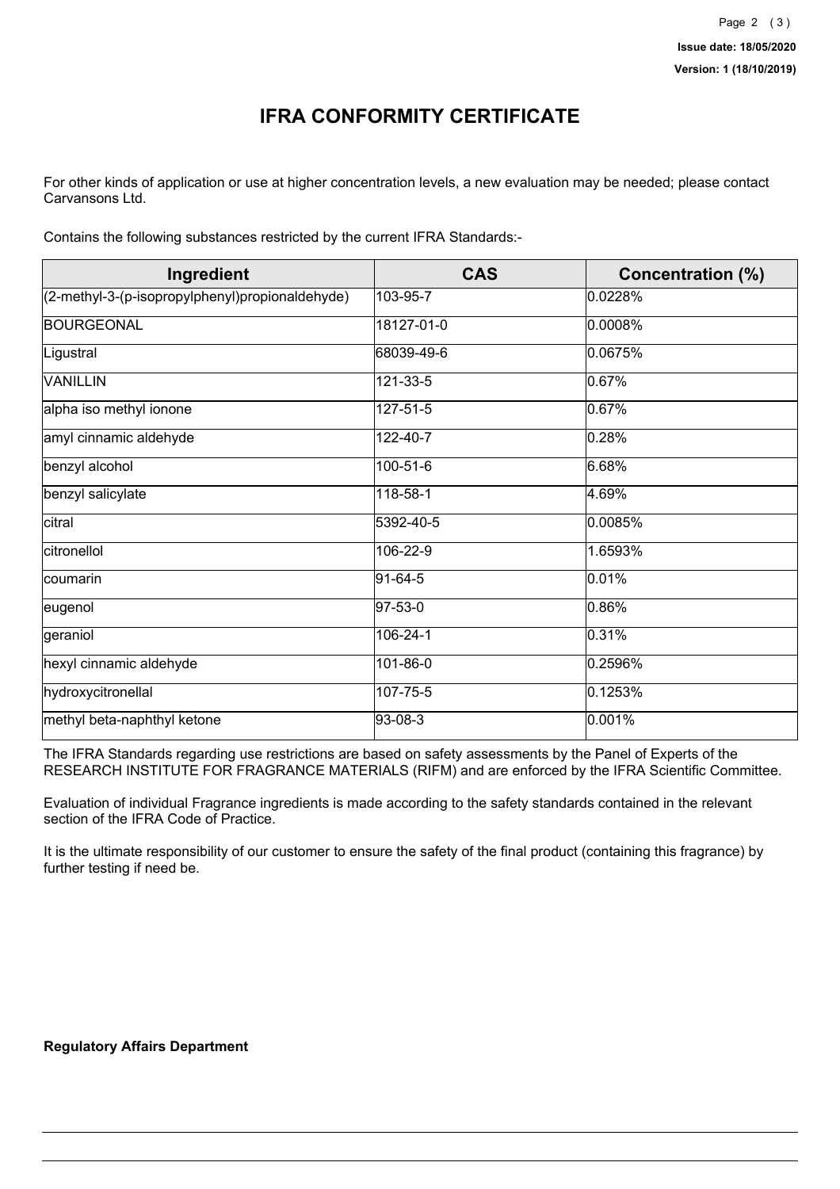# IFRA CONFORMITY CERTIFICATE

For other kinds of application or use at higher concentration levels, a new evaluation may be needed; please contact Carvansons Ltd.

Contains the following substances restricted by the current IFRA Standards:-

| Ingredient | CAS | Concentration (%) |
|---|---|---|
| (2-methyl-3-(p-isopropylphenyl)propionaldehyde) | 103-95-7 | 0.0228% |
| BOURGEONAL | 18127-01-0 | 0.0008% |
| Ligustral | 68039-49-6 | 0.0675% |
| VANILLIN | 121-33-5 | 0.67% |
| alpha iso methyl ionone | 127-51-5 | 0.67% |
| amyl cinnamic aldehyde | 122-40-7 | 0.28% |
| benzyl alcohol | 100-51-6 | 6.68% |
| benzyl salicylate | 118-58-1 | 4.69% |
| citral | 5392-40-5 | 0.0085% |
| citronellol | 106-22-9 | 1.6593% |
| coumarin | 91-64-5 | 0.01% |
| eugenol | 97-53-0 | 0.86% |
| geraniol | 106-24-1 | 0.31% |
| hexyl cinnamic aldehyde | 101-86-0 | 0.2596% |
| hydroxycitronellal | 107-75-5 | 0.1253% |
| methyl beta-naphthyl ketone | 93-08-3 | 0.001% |

The IFRA Standards regarding use restrictions are based on safety assessments by the Panel of Experts of the RESEARCH INSTITUTE FOR FRAGRANCE MATERIALS (RIFM) and are enforced by the IFRA Scientific Committee.

Evaluation of individual Fragrance ingredients is made according to the safety standards contained in the relevant section of the IFRA Code of Practice.

It is the ultimate responsibility of our customer to ensure the safety of the final product (containing this fragrance) by further testing if need be.

**Regulatory Affairs Department**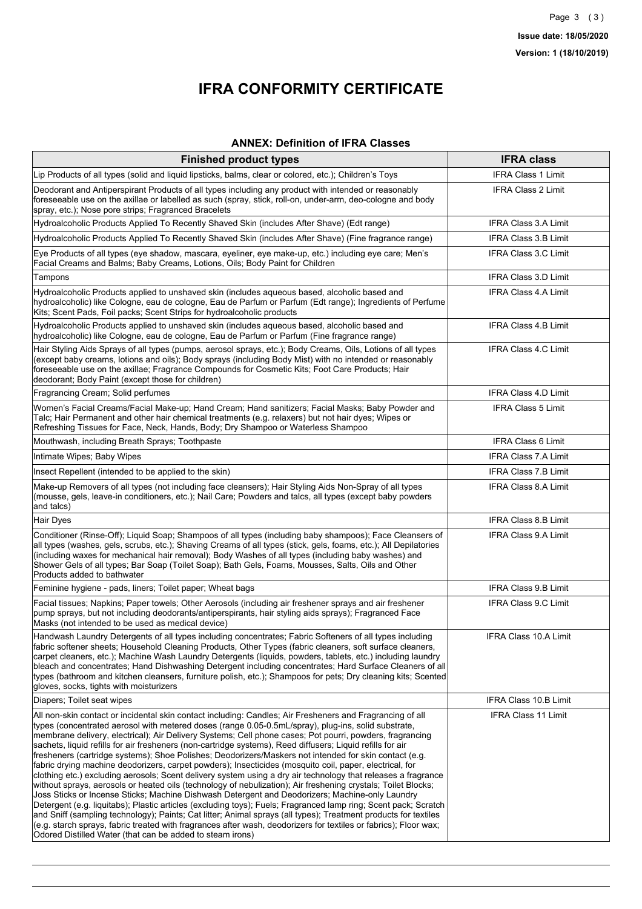Issue date: 18/05/2020

Version: 1 (18/10/2019)

# IFRA CONFORMITY CERTIFICATE

### ANNEX: Definition of IFRA Classes

| Finished product types | IFRA class |
|---|---|
| Lip Products of all types (solid and liquid lipsticks, balms, clear or colored, etc.); Children's Toys | IFRA Class 1 Limit |
| Deodorant and Antiperspirant Products of all types including any product with intended or reasonably foreseeable use on the axillae or labelled as such (spray, stick, roll-on, under-arm, deo-cologne and body spray, etc.); Nose pore strips; Fragranced Bracelets | IFRA Class 2 Limit |
| Hydroalcoholic Products Applied To Recently Shaved Skin (includes After Shave) (Edt range) | IFRA Class 3.A Limit |
| Hydroalcoholic Products Applied To Recently Shaved Skin (includes After Shave) (Fine fragrance range) | IFRA Class 3.B Limit |
| Eye Products of all types (eye shadow, mascara, eyeliner, eye make-up, etc.) including eye care; Men's Facial Creams and Balms; Baby Creams, Lotions, Oils; Body Paint for Children | IFRA Class 3.C Limit |
| Tampons | IFRA Class 3.D Limit |
| Hydroalcoholic Products applied to unshaved skin (includes aqueous based, alcoholic based and hydroalcoholic) like Cologne, eau de cologne, Eau de Parfum or Parfum (Edt range); Ingredients of Perfume Kits; Scent Pads, Foil packs; Scent Strips for hydroalcoholic products | IFRA Class 4.A Limit |
| Hydroalcoholic Products applied to unshaved skin (includes aqueous based, alcoholic based and hydroalcoholic) like Cologne, eau de cologne, Eau de Parfum or Parfum (Fine fragrance range) | IFRA Class 4.B Limit |
| Hair Styling Aids Sprays of all types (pumps, aerosol sprays, etc.); Body Creams, Oils, Lotions of all types (except baby creams, lotions and oils); Body sprays (including Body Mist) with no intended or reasonably foreseeable use on the axillae; Fragrance Compounds for Cosmetic Kits; Foot Care Products; Hair deodorant; Body Paint (except those for children) | IFRA Class 4.C Limit |
| Fragrancing Cream; Solid perfumes | IFRA Class 4.D Limit |
| Women's Facial Creams/Facial Make-up; Hand Cream; Hand sanitizers; Facial Masks; Baby Powder and Talc; Hair Permanent and other hair chemical treatments (e.g. relaxers) but not hair dyes; Wipes or Refreshing Tissues for Face, Neck, Hands, Body; Dry Shampoo or Waterless Shampoo | IFRA Class 5 Limit |
| Mouthwash, including Breath Sprays; Toothpaste | IFRA Class 6 Limit |
| Intimate Wipes; Baby Wipes | IFRA Class 7.A Limit |
| Insect Repellent (intended to be applied to the skin) | IFRA Class 7.B Limit |
| Make-up Removers of all types (not including face cleansers); Hair Styling Aids Non-Spray of all types (mousse, gels, leave-in conditioners, etc.); Nail Care; Powders and talcs, all types (except baby powders and talcs) | IFRA Class 8.A Limit |
| Hair Dyes | IFRA Class 8.B Limit |
| Conditioner (Rinse-Off); Liquid Soap; Shampoos of all types (including baby shampoos); Face Cleansers of all types (washes, gels, scrubs, etc.); Shaving Creams of all types (stick, gels, foams, etc.); All Depilatories (including waxes for mechanical hair removal); Body Washes of all types (including baby washes) and Shower Gels of all types; Bar Soap (Toilet Soap); Bath Gels, Foams, Mousses, Salts, Oils and Other Products added to bathwater | IFRA Class 9.A Limit |
| Feminine hygiene - pads, liners; Toilet paper; Wheat bags | IFRA Class 9.B Limit |
| Facial tissues; Napkins; Paper towels; Other Aerosols (including air freshener sprays and air freshener pump sprays, but not including deodorants/antiperspirants, hair styling aids sprays); Fragranced Face Masks (not intended to be used as medical device) | IFRA Class 9.C Limit |
| Handwash Laundry Detergents of all types including concentrates; Fabric Softeners of all types including fabric softener sheets; Household Cleaning Products, Other Types (fabric cleaners, soft surface cleaners, carpet cleaners, etc.); Machine Wash Laundry Detergents (liquids, powders, tablets, etc.) including laundry bleach and concentrates; Hand Dishwashing Detergent including concentrates; Hard Surface Cleaners of all types (bathroom and kitchen cleansers, furniture polish, etc.); Shampoos for pets; Dry cleaning kits; Scented gloves, socks, tights with moisturizers | IFRA Class 10.A Limit |
| Diapers; Toilet seat wipes | IFRA Class 10.B Limit |
| All non-skin contact or incidental skin contact including: Candles; Air Fresheners and Fragrancing of all types (concentrated aerosol with metered doses (range 0.05-0.5mL/spray), plug-ins, solid substrate, membrane delivery, electrical); Air Delivery Systems; Cell phone cases; Pot pourri, powders, fragrancing sachets, liquid refills for air fresheners (non-cartridge systems), Reed diffusers; Liquid refills for air fresheners (cartridge systems); Shoe Polishes; Deodorizers/Maskers not intended for skin contact (e.g. fabric drying machine deodorizers, carpet powders); Insecticides (mosquito coil, paper, electrical, for clothing etc.) excluding aerosols; Scent delivery system using a dry air technology that releases a fragrance without sprays, aerosols or heated oils (technology of nebulization); Air freshening crystals; Toilet Blocks; Joss Sticks or Incense Sticks; Machine Dishwash Detergent and Deodorizers; Machine-only Laundry Detergent (e.g. liquitabs); Plastic articles (excluding toys); Fuels; Fragranced lamp ring; Scent pack; Scratch and Sniff (sampling technology); Paints; Cat litter; Animal sprays (all types); Treatment products for textiles (e.g. starch sprays, fabric treated with fragrances after wash, deodorizers for textiles or fabrics); Floor wax; Odored Distilled Water (that can be added to steam irons) | IFRA Class 11 Limit |